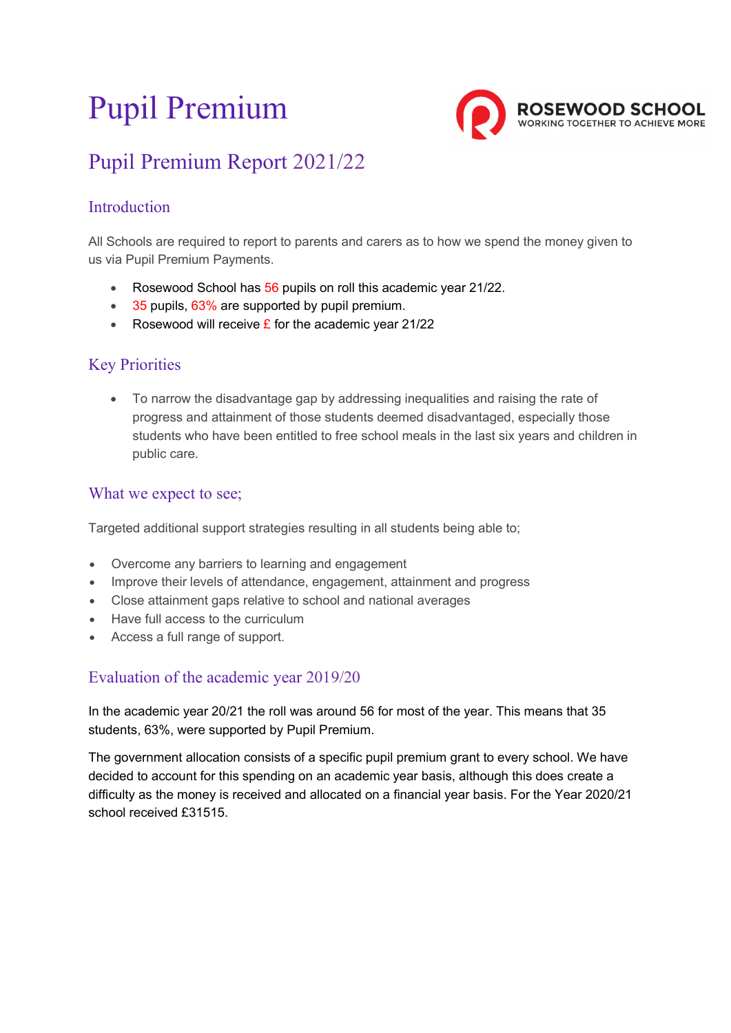# Pupil Premium

ROSEWOOD SCHOOL
WORKING TOGETHER TO ACHIEVE MORE

## Pupil Premium Report 2021/22

### Introduction

All Schools are required to report to parents and carers as to how we spend the money given to us via Pupil Premium Payments.

- Rosewood School has 56 pupils on roll this academic year 21/22.
- 35 pupils, 63% are supported by pupil premium.
- Rosewood will receive £ for the academic year 21/22

### Key Priorities

- To narrow the disadvantage gap by addressing inequalities and raising the rate of progress and attainment of those students deemed disadvantaged, especially those students who have been entitled to free school meals in the last six years and children in public care.

### What we expect to see;

Targeted additional support strategies resulting in all students being able to;

- Overcome any barriers to learning and engagement
- Improve their levels of attendance, engagement, attainment and progress
- Close attainment gaps relative to school and national averages
- Have full access to the curriculum
- Access a full range of support.

### Evaluation of the academic year 2019/20

In the academic year 20/21 the roll was around 56 for most of the year. This means that 35 students, 63%, were supported by Pupil Premium.

The government allocation consists of a specific pupil premium grant to every school. We have decided to account for this spending on an academic year basis, although this does create a difficulty as the money is received and allocated on a financial year basis. For the Year 2020/21 school received £31515.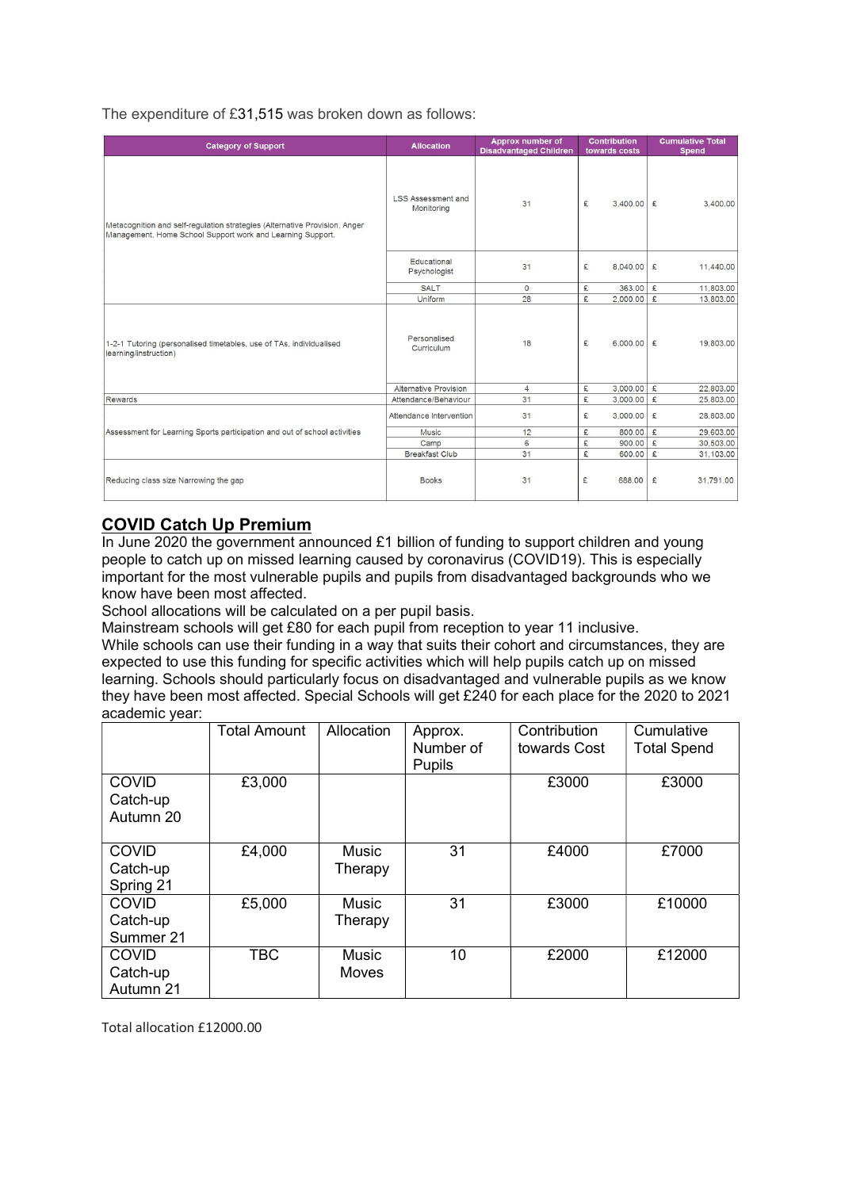The expenditure of £31,515 was broken down as follows:

| Category of Support | Allocation | Approx number of Disadvantaged Children | Contribution towards costs | Cumulative Total Spend |
|---|---|---|---|---|
| Metacognition and self-regulation strategies (Alternative Provision, Anger Management, Home School Support work and Learning Support. | LSS Assessment and Monitoring | 31 | £ 3,400.00 | £ 3,400.00 |
| | Educational Psychologist | 31 | £ 8,040.00 | £ 11,440.00 |
| | SALT | 0 | £ 363.00 | £ 11,803.00 |
| | Uniform | 28 | £ 2,000.00 | £ 13,803.00 |
| 1-2-1 Tutoring (personalised timetables, use of TAs, individualised learning/instruction) | Personalised Curriculum | 18 | £ 6,000.00 | £ 19,803.00 |
| | Alternative Provision | 4 | £ 3,000.00 | £ 22,803.00 |
| Rewards | Attendance/Behaviour | 31 | £ 3,000.00 | £ 25,803.00 |
| Assessment for Learning Sports participation and out of school activities | Attendance Intervention | 31 | £ 3,000.00 | £ 28,803.00 |
| | Music | 12 | £ 800.00 | £ 29,603.00 |
| | Camp | 6 | £ 900.00 | £ 30,503.00 |
| | Breakfast Club | 31 | £ 600.00 | £ 31,103.00 |
| Reducing class size Narrowing the gap | Books | 31 | £ 688.00 | £ 31,791.00 |

## COVID Catch Up Premium

In June 2020 the government announced £1 billion of funding to support children and young people to catch up on missed learning caused by coronavirus (COVID19). This is especially important for the most vulnerable pupils and pupils from disadvantaged backgrounds who we know have been most affected.

School allocations will be calculated on a per pupil basis.

Mainstream schools will get £80 for each pupil from reception to year 11 inclusive.

While schools can use their funding in a way that suits their cohort and circumstances, they are expected to use this funding for specific activities which will help pupils catch up on missed learning. Schools should particularly focus on disadvantaged and vulnerable pupils as we know they have been most affected. Special Schools will get £240 for each place for the 2020 to 2021 academic year:

| | Total Amount | Allocation | Approx. Number of Pupils | Contribution towards Cost | Cumulative Total Spend |
|---|---|---|---|---|---|
| COVID Catch-up Autumn 20 | £3,000 | | | £3000 | £3000 |
| COVID Catch-up Spring 21 | £4,000 | Music Therapy | 31 | £4000 | £7000 |
| COVID Catch-up Summer 21 | £5,000 | Music Therapy | 31 | £3000 | £10000 |
| COVID Catch-up Autumn 21 | TBC | Music Moves | 10 | £2000 | £12000 |

Total allocation £12000.00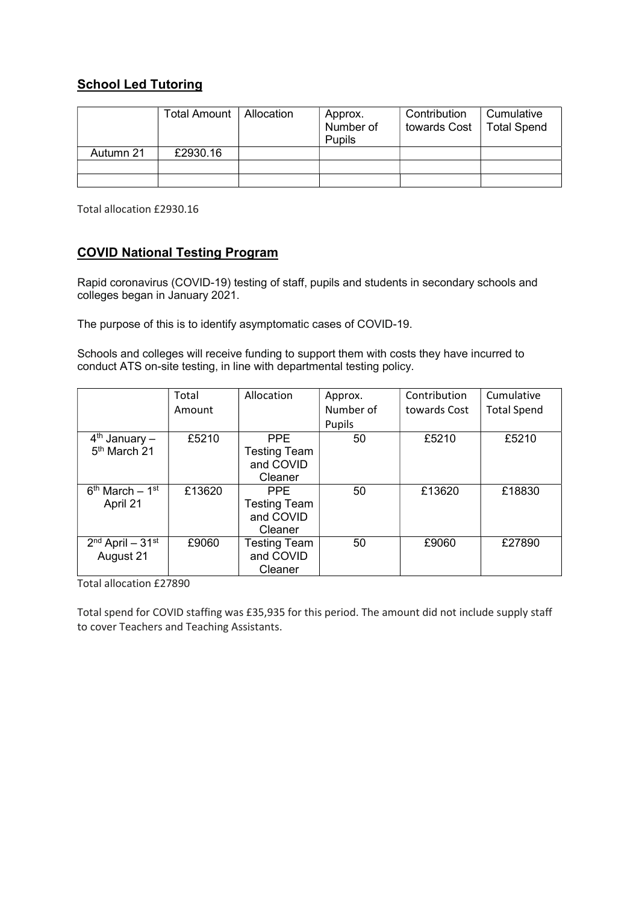## **School Led Tutoring**

| | Total Amount | Allocation | Approx. Number of Pupils | Contribution towards Cost | Cumulative Total Spend |
|---|---|---|---|---|---|
| Autumn 21 | £2930.16 | | | | |
| | | | | | |
| | | | | | |

Total allocation £2930.16

## **COVID National Testing Program**

Rapid coronavirus (COVID-19) testing of staff, pupils and students in secondary schools and colleges began in January 2021.

The purpose of this is to identify asymptomatic cases of COVID-19.

Schools and colleges will receive funding to support them with costs they have incurred to conduct ATS on-site testing, in line with departmental testing policy.

| | Total Amount | Allocation | Approx. Number of Pupils | Contribution towards Cost | Cumulative Total Spend |
|---|---|---|---|---|---|
| 4th January – 5th March 21 | £5210 | PPE Testing Team and COVID Cleaner | 50 | £5210 | £5210 |
| 6th March – 1st April 21 | £13620 | PPE Testing Team and COVID Cleaner | 50 | £13620 | £18830 |
| 2nd April – 31st August 21 | £9060 | Testing Team and COVID Cleaner | 50 | £9060 | £27890 |

Total allocation £27890

Total spend for COVID staffing was £35,935 for this period. The amount did not include supply staff to cover Teachers and Teaching Assistants.